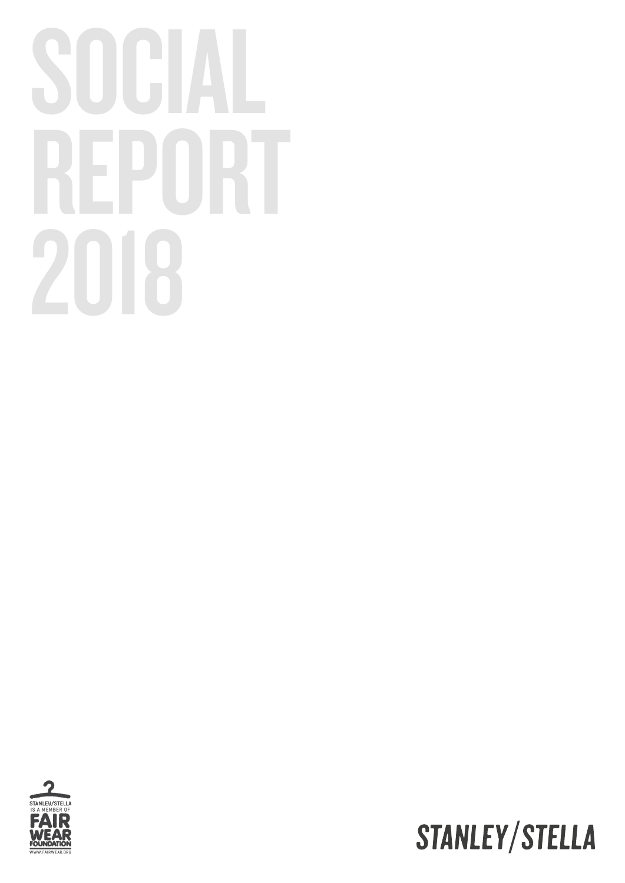# SOCIAL REPORT 2018

STANLEY/STELLA IS A MEMBER OF FAIR WEAR FOUNDATION
WWW.FAIRWEAR.ORG

STANLEY/STELLA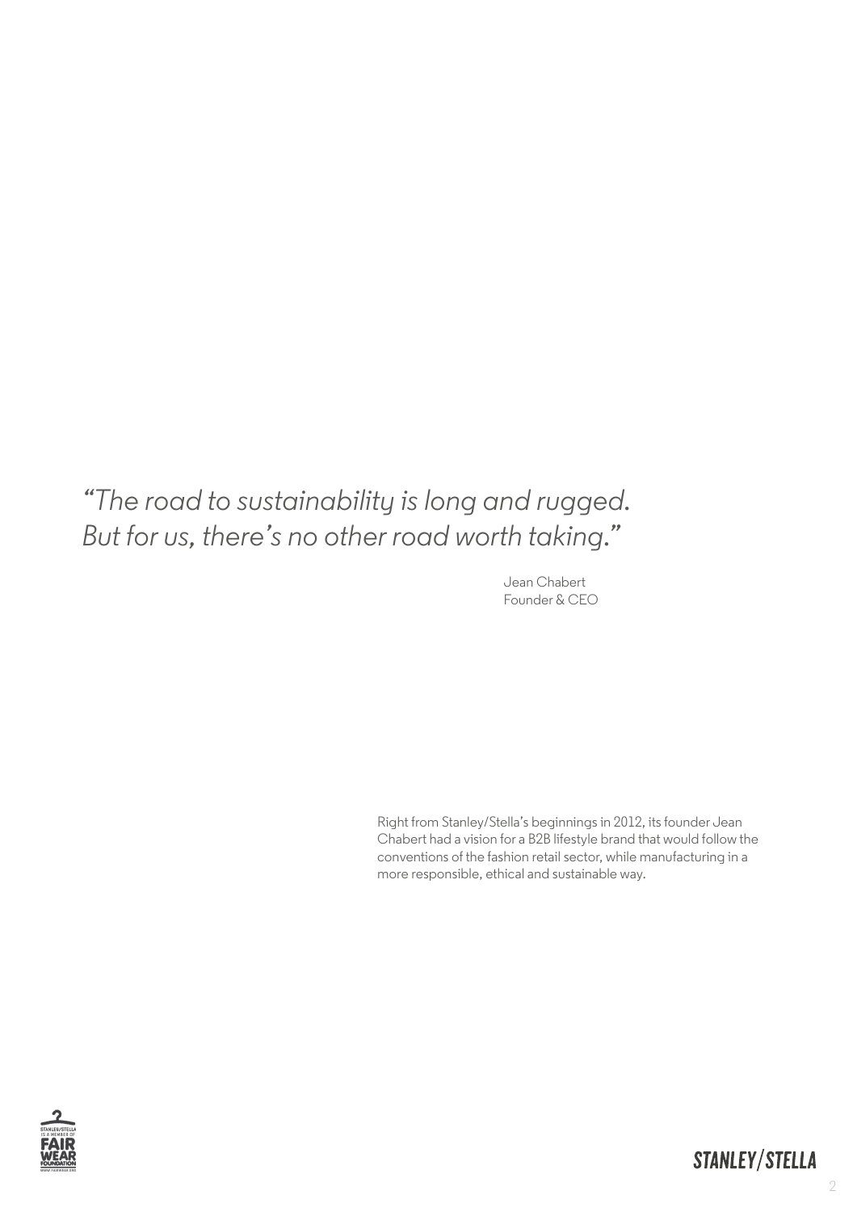*"The road to sustainability is long and rugged. But for us, there's no other road worth taking."*

Jean Chabert
Founder & CEO

Right from Stanley/Stella's beginnings in 2012, its founder Jean Chabert had a vision for a B2B lifestyle brand that would follow the conventions of the fashion retail sector, while manufacturing in a more responsible, ethical and sustainable way.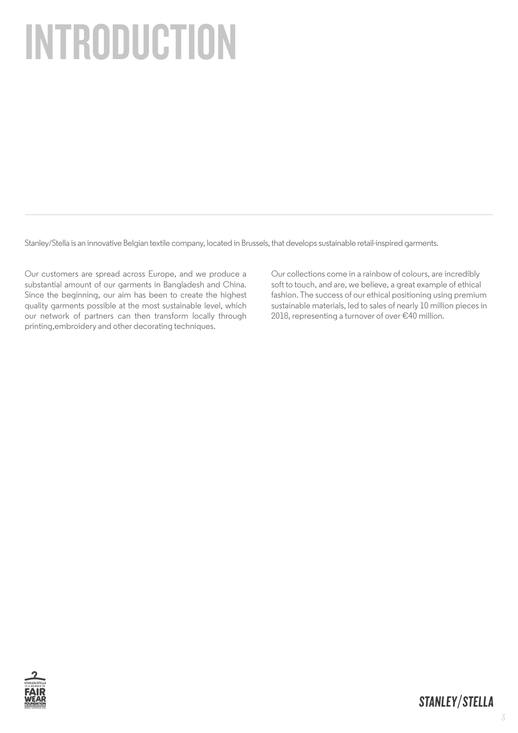# INTRODUCTION

Stanley/Stella is an innovative Belgian textile company, located in Brussels, that develops sustainable retail-inspired garments.

Our customers are spread across Europe, and we produce a substantial amount of our garments in Bangladesh and China. Since the beginning, our aim has been to create the highest quality garments possible at the most sustainable level, which our network of partners can then transform locally through printing,embroidery and other decorating techniques.

Our collections come in a rainbow of colours, are incredibly soft to touch, and are, we believe, a great example of ethical fashion. The success of our ethical positioning using premium sustainable materials, led to sales of nearly 10 million pieces in 2018, representing a turnover of over €40 million.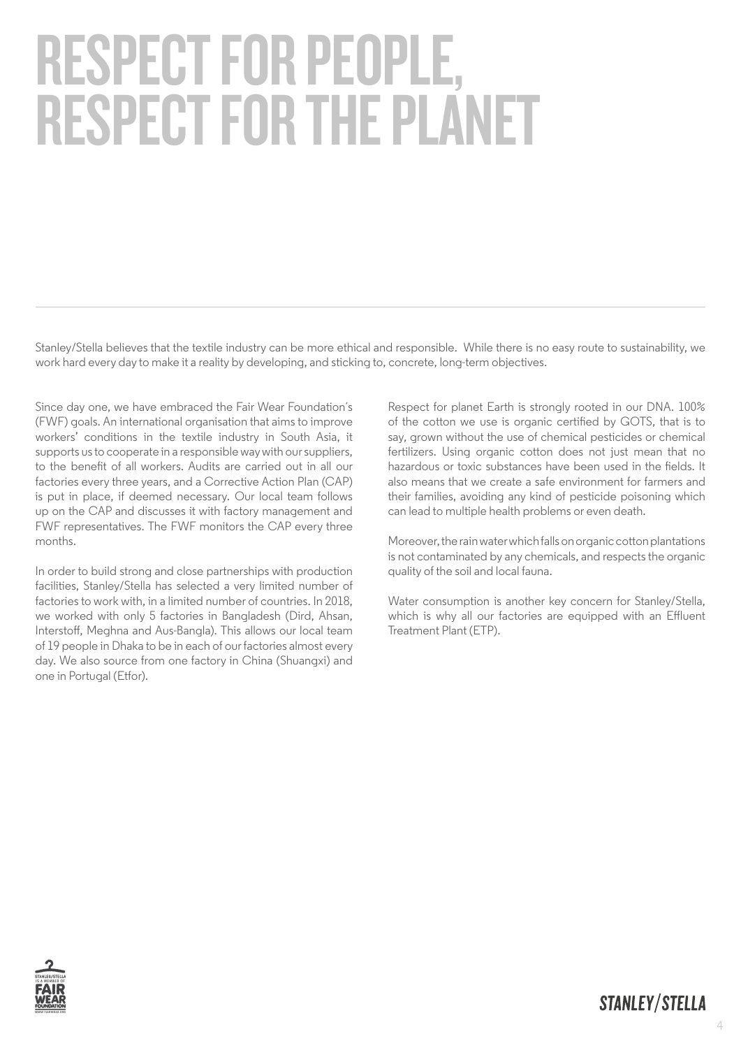# RESPECT FOR PEOPLE, RESPECT FOR THE PLANET

Stanley/Stella believes that the textile industry can be more ethical and responsible. While there is no easy route to sustainability, we work hard every day to make it a reality by developing, and sticking to, concrete, long-term objectives.

Since day one, we have embraced the Fair Wear Foundation's (FWF) goals. An international organisation that aims to improve workers' conditions in the textile industry in South Asia, it supports us to cooperate in a responsible way with our suppliers, to the benefit of all workers. Audits are carried out in all our factories every three years, and a Corrective Action Plan (CAP) is put in place, if deemed necessary. Our local team follows up on the CAP and discusses it with factory management and FWF representatives. The FWF monitors the CAP every three months.

In order to build strong and close partnerships with production facilities, Stanley/Stella has selected a very limited number of factories to work with, in a limited number of countries. In 2018, we worked with only 5 factories in Bangladesh (Dird, Ahsan, Interstoff, Meghna and Aus-Bangla). This allows our local team of 19 people in Dhaka to be in each of our factories almost every day. We also source from one factory in China (Shuangxi) and one in Portugal (Etfor).

Respect for planet Earth is strongly rooted in our DNA. 100% of the cotton we use is organic certified by GOTS, that is to say, grown without the use of chemical pesticides or chemical fertilizers. Using organic cotton does not just mean that no hazardous or toxic substances have been used in the fields. It also means that we create a safe environment for farmers and their families, avoiding any kind of pesticide poisoning which can lead to multiple health problems or even death.

Moreover, the rain water which falls on organic cotton plantations is not contaminated by any chemicals, and respects the organic quality of the soil and local fauna.

Water consumption is another key concern for Stanley/Stella, which is why all our factories are equipped with an Effluent Treatment Plant (ETP).

STANLEY/STELLA IS A MEMBER OF FAIR WEAR FOUNDATION WWW.FAIRWEAR.ORG

STANLEY/STELLA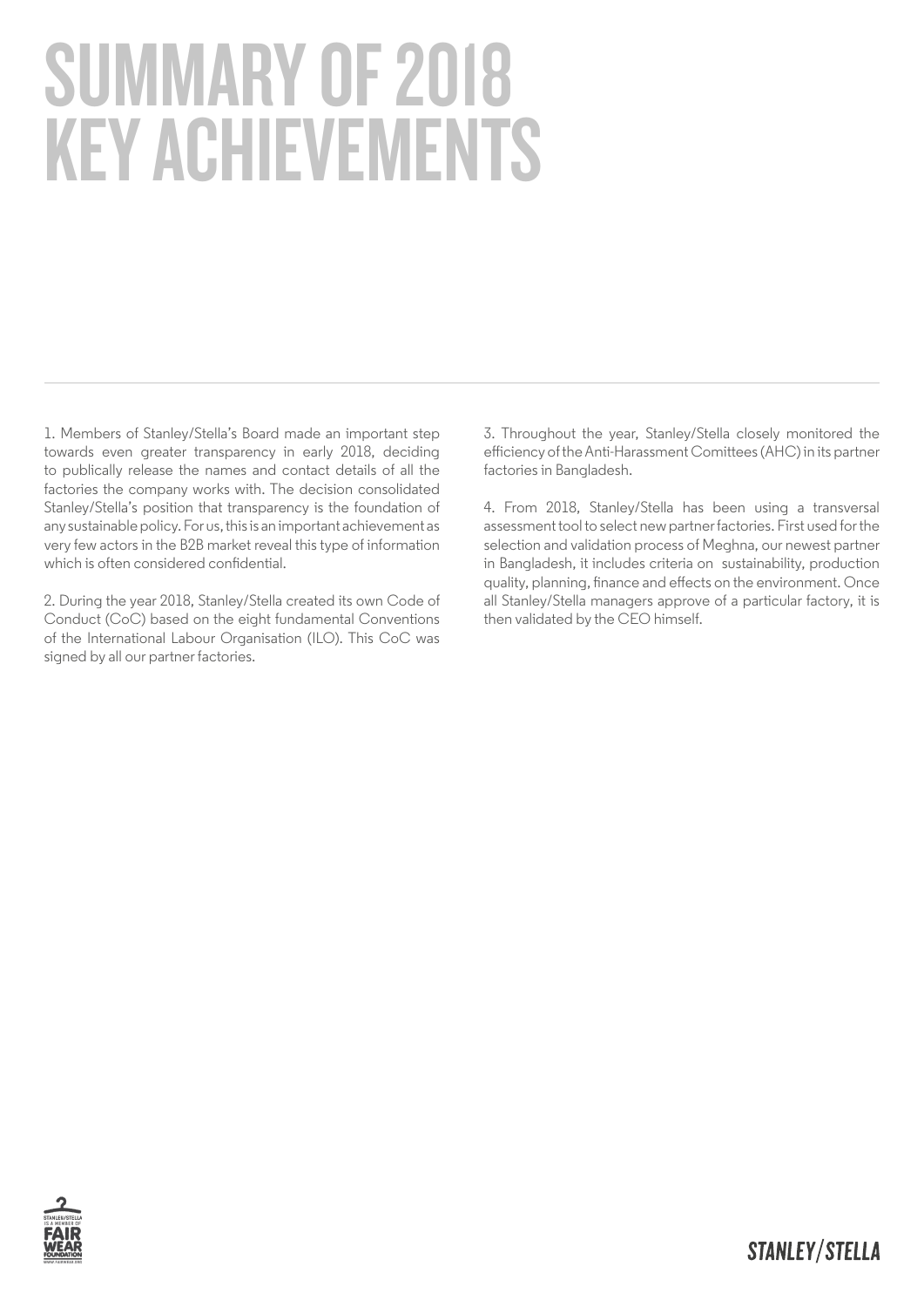# SUMMARY OF 2018 KEY ACHIEVEMENTS

1. Members of Stanley/Stella's Board made an important step towards even greater transparency in early 2018, deciding to publically release the names and contact details of all the factories the company works with. The decision consolidated Stanley/Stella's position that transparency is the foundation of any sustainable policy. For us, this is an important achievement as very few actors in the B2B market reveal this type of information which is often considered confidential.

2. During the year 2018, Stanley/Stella created its own Code of Conduct (CoC) based on the eight fundamental Conventions of the International Labour Organisation (ILO). This CoC was signed by all our partner factories.

3. Throughout the year, Stanley/Stella closely monitored the efficiency of the Anti-Harassment Comittees (AHC) in its partner factories in Bangladesh.

4. From 2018, Stanley/Stella has been using a transversal assessment tool to select new partner factories. First used for the selection and validation process of Meghna, our newest partner in Bangladesh, it includes criteria on sustainability, production quality, planning, finance and effects on the environment. Once all Stanley/Stella managers approve of a particular factory, it is then validated by the CEO himself.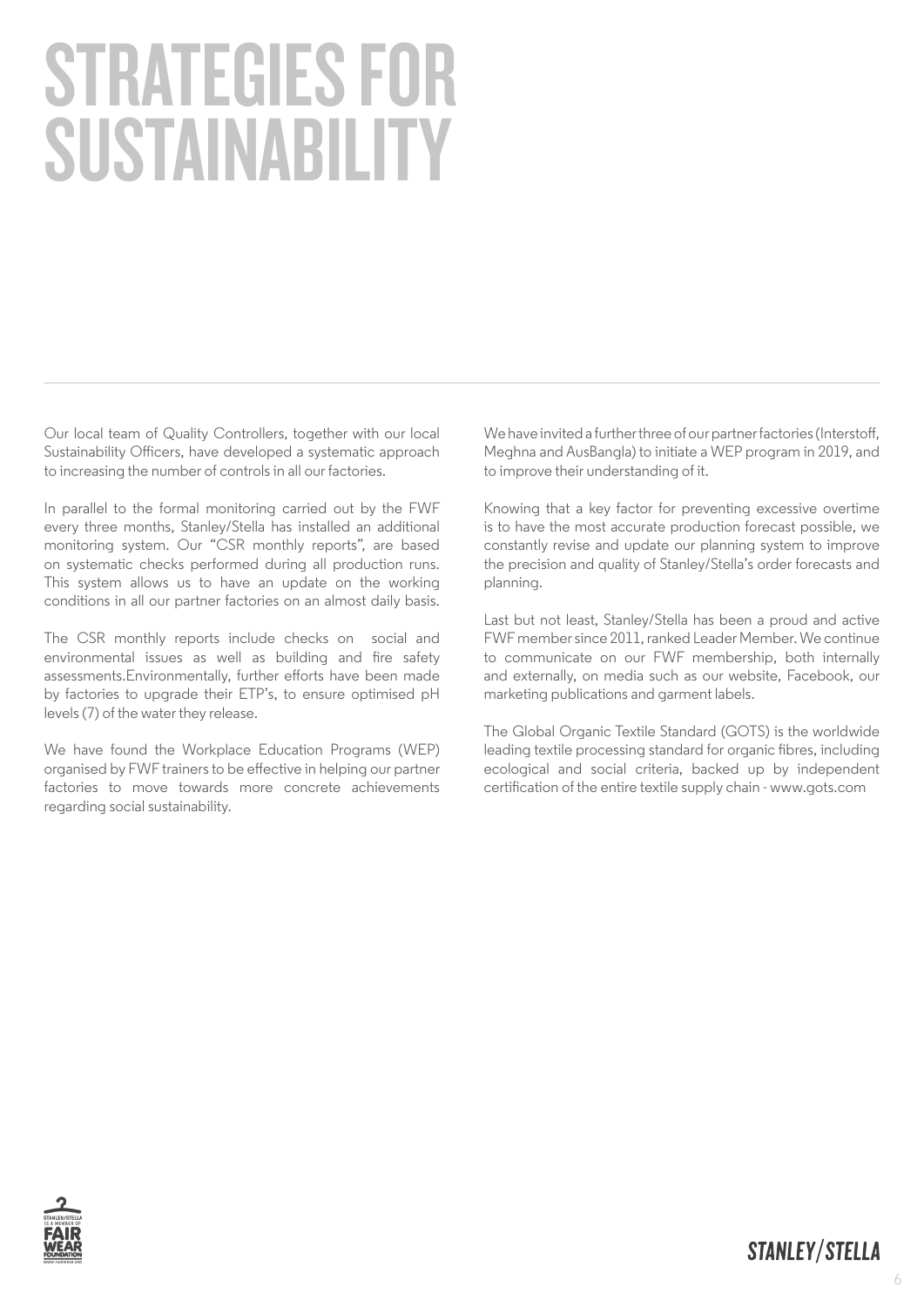# STRATEGIES FOR SUSTAINABILITY

Our local team of Quality Controllers, together with our local Sustainability Officers, have developed a systematic approach to increasing the number of controls in all our factories.

In parallel to the formal monitoring carried out by the FWF every three months, Stanley/Stella has installed an additional monitoring system. Our "CSR monthly reports", are based on systematic checks performed during all production runs. This system allows us to have an update on the working conditions in all our partner factories on an almost daily basis.

The CSR monthly reports include checks on social and environmental issues as well as building and fire safety assessments.Environmentally, further efforts have been made by factories to upgrade their ETP's, to ensure optimised pH levels (7) of the water they release.

We have found the Workplace Education Programs (WEP) organised by FWF trainers to be effective in helping our partner factories to move towards more concrete achievements regarding social sustainability.

We have invited a further three of our partner factories (Interstoff, Meghna and AusBangla) to initiate a WEP program in 2019, and to improve their understanding of it.

Knowing that a key factor for preventing excessive overtime is to have the most accurate production forecast possible, we constantly revise and update our planning system to improve the precision and quality of Stanley/Stella's order forecasts and planning.

Last but not least, Stanley/Stella has been a proud and active FWF member since 2011, ranked Leader Member. We continue to communicate on our FWF membership, both internally and externally, on media such as our website, Facebook, our marketing publications and garment labels.

The Global Organic Textile Standard (GOTS) is the worldwide leading textile processing standard for organic fibres, including ecological and social criteria, backed up by independent certification of the entire textile supply chain - www.gots.com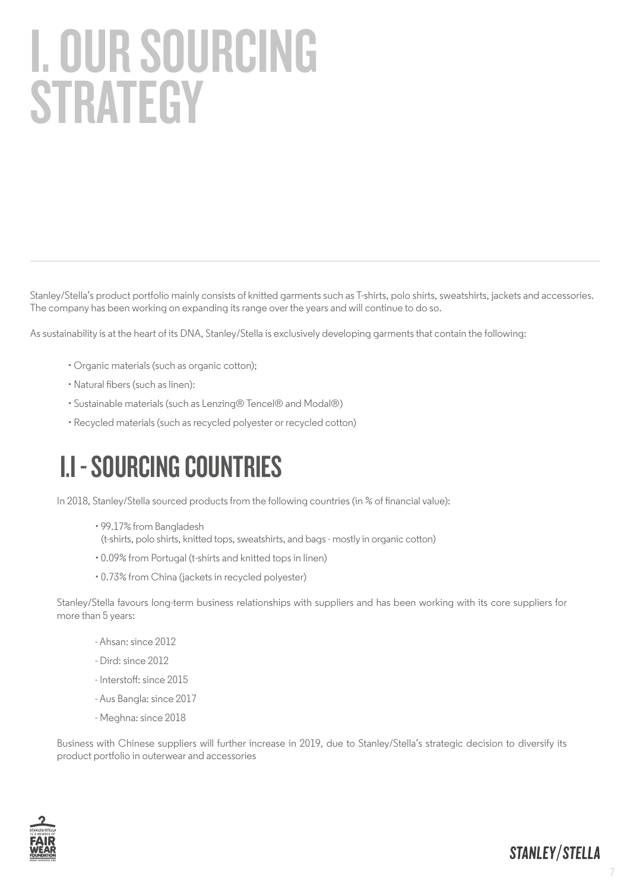# I. OUR SOURCING STRATEGY

Stanley/Stella's product portfolio mainly consists of knitted garments such as T-shirts, polo shirts, sweatshirts, jackets and accessories. The company has been working on expanding its range over the years and will continue to do so.

As sustainability is at the heart of its DNA, Stanley/Stella is exclusively developing garments that contain the following:

- Organic materials (such as organic cotton);
- Natural fibers (such as linen):
- Sustainable materials (such as Lenzing® Tencel® and Modal®)
- Recycled materials (such as recycled polyester or recycled cotton)

## I.I - SOURCING COUNTRIES

In 2018, Stanley/Stella sourced products from the following countries (in % of financial value):

- 99.17% from Bangladesh
  (t-shirts, polo shirts, knitted tops, sweatshirts, and bags - mostly in organic cotton)
- 0.09% from Portugal (t-shirts and knitted tops in linen)
- 0.73% from China (jackets in recycled polyester)

Stanley/Stella favours long-term business relationships with suppliers and has been working with its core suppliers for more than 5 years:

- Ahsan: since 2012
- Dird: since 2012
- Interstoff: since 2015
- Aus Bangla: since 2017
- Meghna: since 2018

Business with Chinese suppliers will further increase in 2019, due to Stanley/Stella's strategic decision to diversify its product portfolio in outerwear and accessories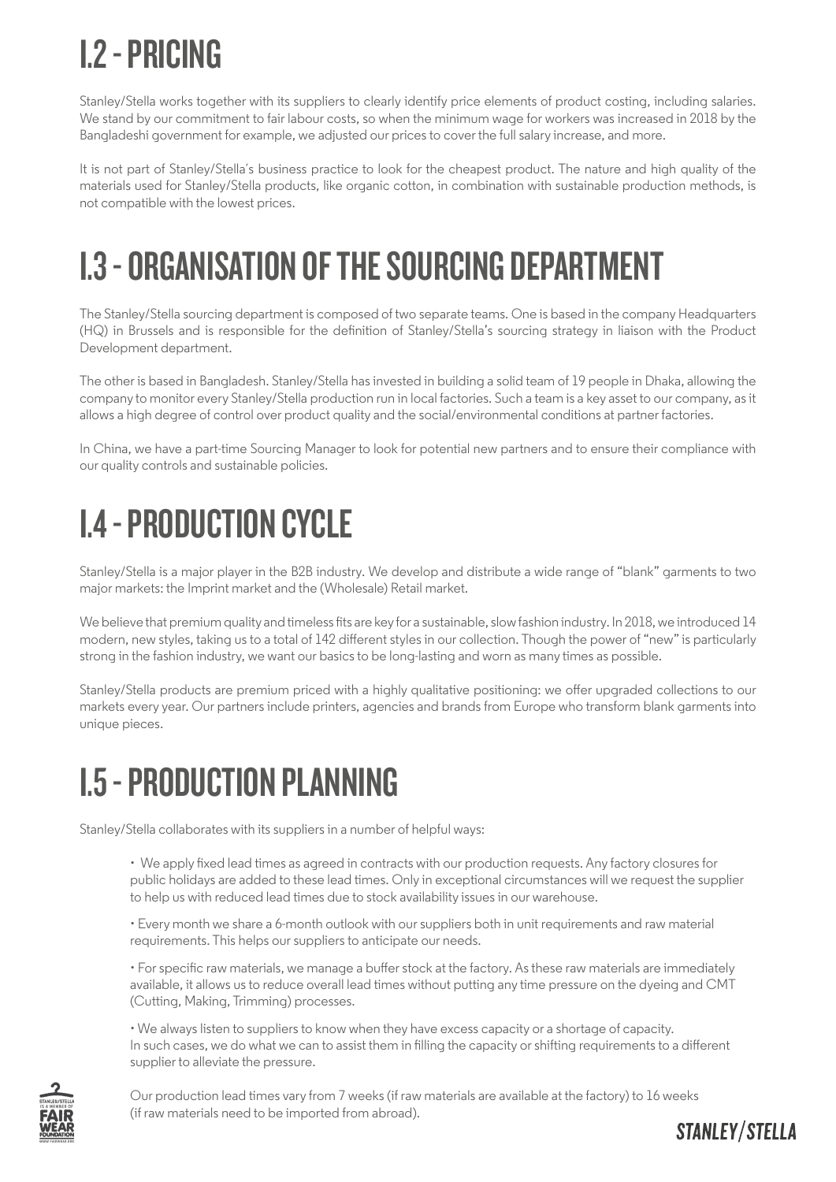# I.2 - PRICING

Stanley/Stella works together with its suppliers to clearly identify price elements of product costing, including salaries. We stand by our commitment to fair labour costs, so when the minimum wage for workers was increased in 2018 by the Bangladeshi government for example, we adjusted our prices to cover the full salary increase, and more.

It is not part of Stanley/Stella's business practice to look for the cheapest product. The nature and high quality of the materials used for Stanley/Stella products, like organic cotton, in combination with sustainable production methods, is not compatible with the lowest prices.

# I.3 - ORGANISATION OF THE SOURCING DEPARTMENT

The Stanley/Stella sourcing department is composed of two separate teams. One is based in the company Headquarters (HQ) in Brussels and is responsible for the definition of Stanley/Stella's sourcing strategy in liaison with the Product Development department.

The other is based in Bangladesh. Stanley/Stella has invested in building a solid team of 19 people in Dhaka, allowing the company to monitor every Stanley/Stella production run in local factories. Such a team is a key asset to our company, as it allows a high degree of control over product quality and the social/environmental conditions at partner factories.

In China, we have a part-time Sourcing Manager to look for potential new partners and to ensure their compliance with our quality controls and sustainable policies.

# I.4 - PRODUCTION CYCLE

Stanley/Stella is a major player in the B2B industry. We develop and distribute a wide range of "blank" garments to two major markets: the Imprint market and the (Wholesale) Retail market.

We believe that premium quality and timeless fits are key for a sustainable, slow fashion industry. In 2018, we introduced 14 modern, new styles, taking us to a total of 142 different styles in our collection. Though the power of "new" is particularly strong in the fashion industry, we want our basics to be long-lasting and worn as many times as possible.

Stanley/Stella products are premium priced with a highly qualitative positioning: we offer upgraded collections to our markets every year. Our partners include printers, agencies and brands from Europe who transform blank garments into unique pieces.

# I.5 - PRODUCTION PLANNING

Stanley/Stella collaborates with its suppliers in a number of helpful ways:

- We apply fixed lead times as agreed in contracts with our production requests. Any factory closures for public holidays are added to these lead times. Only in exceptional circumstances will we request the supplier to help us with reduced lead times due to stock availability issues in our warehouse.
- Every month we share a 6-month outlook with our suppliers both in unit requirements and raw material requirements. This helps our suppliers to anticipate our needs.
- For specific raw materials, we manage a buffer stock at the factory. As these raw materials are immediately available, it allows us to reduce overall lead times without putting any time pressure on the dyeing and CMT (Cutting, Making, Trimming) processes.
- We always listen to suppliers to know when they have excess capacity or a shortage of capacity. In such cases, we do what we can to assist them in filling the capacity or shifting requirements to a different supplier to alleviate the pressure.

Our production lead times vary from 7 weeks (if raw materials are available at the factory) to 16 weeks (if raw materials need to be imported from abroad).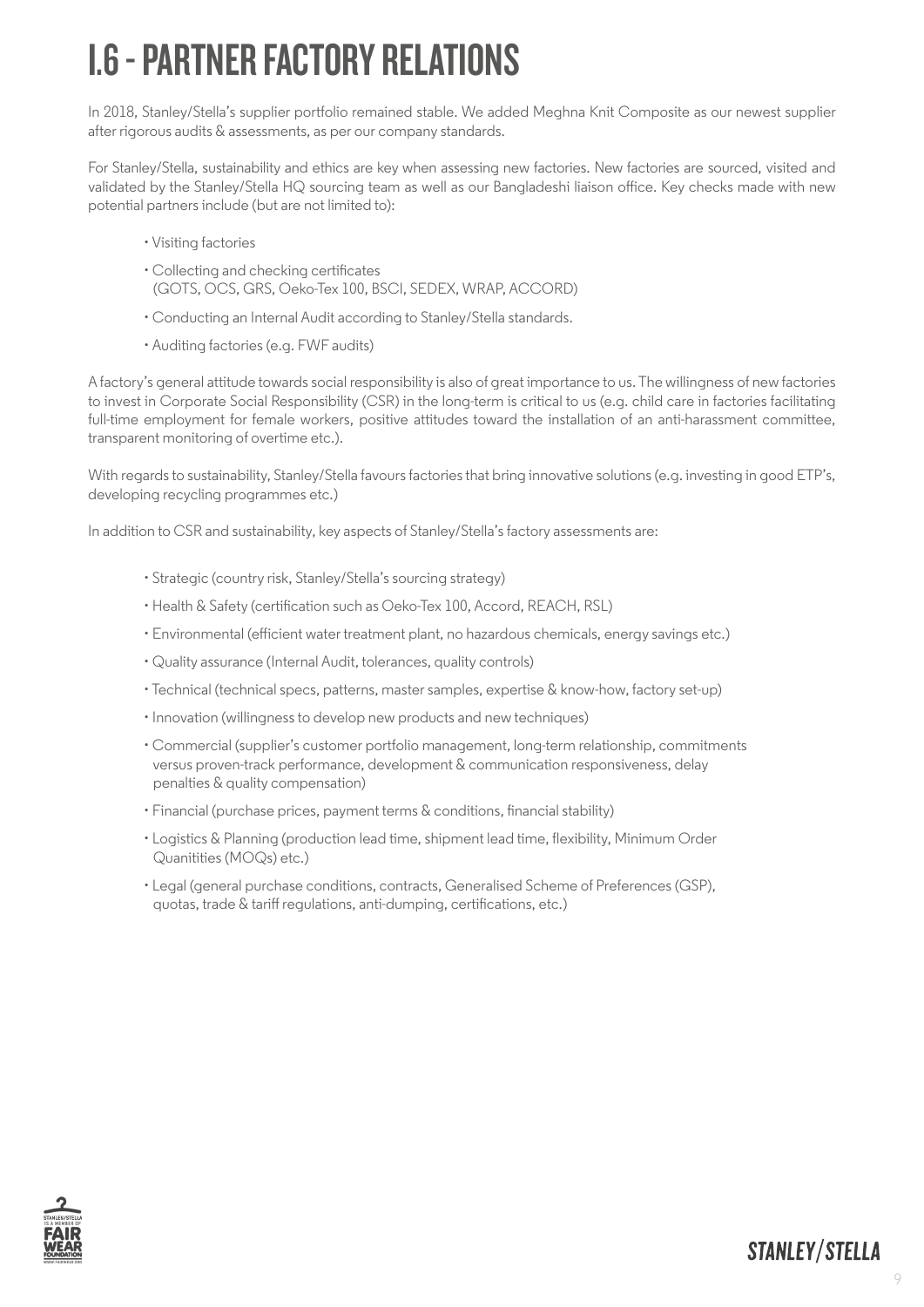# I.6 - PARTNER FACTORY RELATIONS

In 2018, Stanley/Stella's supplier portfolio remained stable. We added Meghna Knit Composite as our newest supplier after rigorous audits & assessments, as per our company standards.

For Stanley/Stella, sustainability and ethics are key when assessing new factories. New factories are sourced, visited and validated by the Stanley/Stella HQ sourcing team as well as our Bangladeshi liaison office. Key checks made with new potential partners include (but are not limited to):

- Visiting factories
- Collecting and checking certificates (GOTS, OCS, GRS, Oeko-Tex 100, BSCI, SEDEX, WRAP, ACCORD)
- Conducting an Internal Audit according to Stanley/Stella standards.
- Auditing factories (e.g. FWF audits)

A factory's general attitude towards social responsibility is also of great importance to us. The willingness of new factories to invest in Corporate Social Responsibility (CSR) in the long-term is critical to us (e.g. child care in factories facilitating full-time employment for female workers, positive attitudes toward the installation of an anti-harassment committee, transparent monitoring of overtime etc.).

With regards to sustainability, Stanley/Stella favours factories that bring innovative solutions (e.g. investing in good ETP's, developing recycling programmes etc.)

In addition to CSR and sustainability, key aspects of Stanley/Stella's factory assessments are:

- Strategic (country risk, Stanley/Stella's sourcing strategy)
- Health & Safety (certification such as Oeko-Tex 100, Accord, REACH, RSL)
- Environmental (efficient water treatment plant, no hazardous chemicals, energy savings etc.)
- Quality assurance (Internal Audit, tolerances, quality controls)
- Technical (technical specs, patterns, master samples, expertise & know-how, factory set-up)
- Innovation (willingness to develop new products and new techniques)
- Commercial (supplier's customer portfolio management, long-term relationship, commitments versus proven-track performance, development & communication responsiveness, delay penalties & quality compensation)
- Financial (purchase prices, payment terms & conditions, financial stability)
- Logistics & Planning (production lead time, shipment lead time, flexibility, Minimum Order Quanitities (MOQs) etc.)
- Legal (general purchase conditions, contracts, Generalised Scheme of Preferences (GSP), quotas, trade & tariff regulations, anti-dumping, certifications, etc.)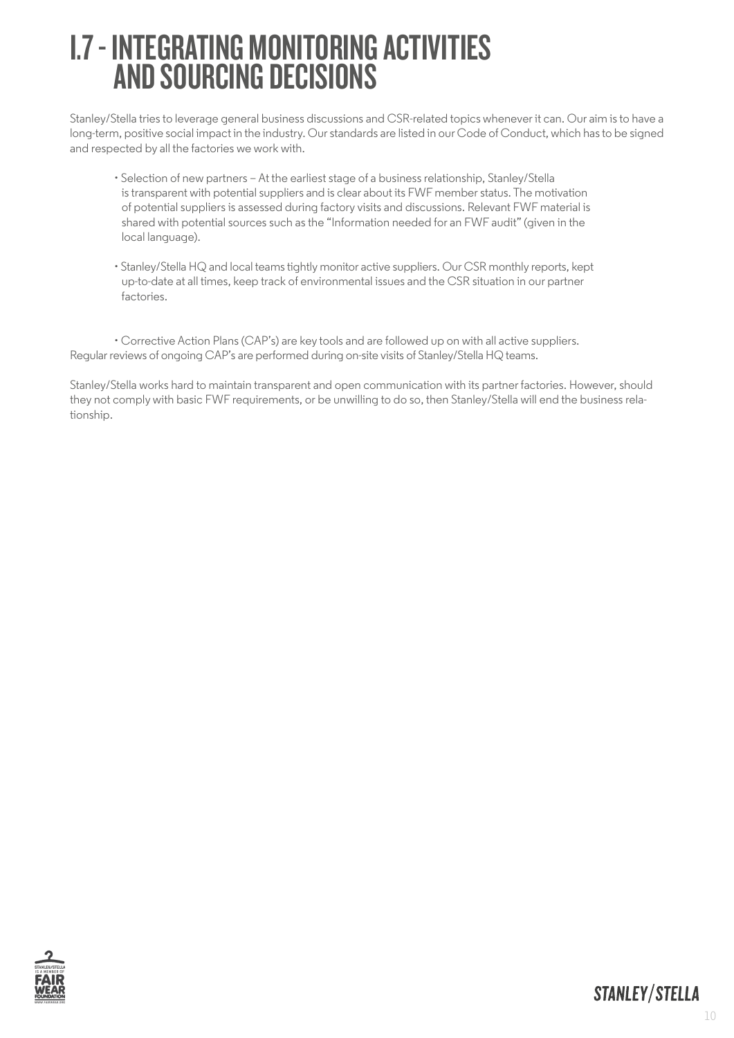# I.7 - INTEGRATING MONITORING ACTIVITIES AND SOURCING DECISIONS

Stanley/Stella tries to leverage general business discussions and CSR-related topics whenever it can. Our aim is to have a long-term, positive social impact in the industry. Our standards are listed in our Code of Conduct, which has to be signed and respected by all the factories we work with.

- Selection of new partners – At the earliest stage of a business relationship, Stanley/Stella is transparent with potential suppliers and is clear about its FWF member status. The motivation of potential suppliers is assessed during factory visits and discussions. Relevant FWF material is shared with potential sources such as the "Information needed for an FWF audit" (given in the local language).

- Stanley/Stella HQ and local teams tightly monitor active suppliers. Our CSR monthly reports, kept up-to-date at all times, keep track of environmental issues and the CSR situation in our partner factories.

- Corrective Action Plans (CAP's) are key tools and are followed up on with all active suppliers. Regular reviews of ongoing CAP's are performed during on-site visits of Stanley/Stella HQ teams.

Stanley/Stella works hard to maintain transparent and open communication with its partner factories. However, should they not comply with basic FWF requirements, or be unwilling to do so, then Stanley/Stella will end the business relationship.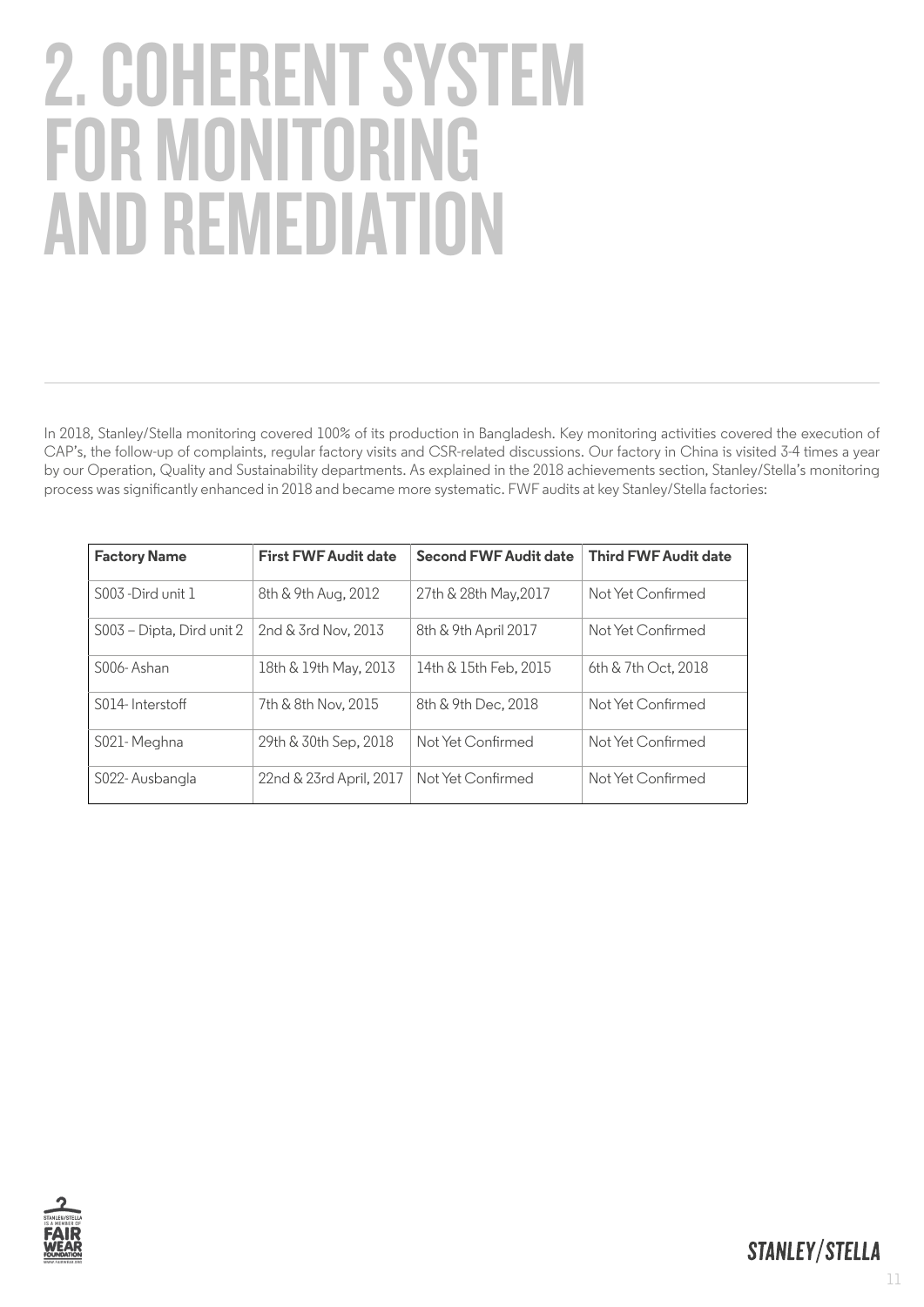# 2. COHERENT SYSTEM FOR MONITORING AND REMEDIATION

In 2018, Stanley/Stella monitoring covered 100% of its production in Bangladesh. Key monitoring activities covered the execution of CAP's, the follow-up of complaints, regular factory visits and CSR-related discussions. Our factory in China is visited 3-4 times a year by our Operation, Quality and Sustainability departments. As explained in the 2018 achievements section, Stanley/Stella's monitoring process was significantly enhanced in 2018 and became more systematic. FWF audits at key Stanley/Stella factories:

| Factory Name | First FWF Audit date | Second FWF Audit date | Third FWF Audit date |
|---|---|---|---|
| S003 -Dird unit 1 | 8th & 9th Aug, 2012 | 27th & 28th May,2017 | Not Yet Confirmed |
| S003 – Dipta, Dird unit 2 | 2nd & 3rd Nov, 2013 | 8th & 9th April 2017 | Not Yet Confirmed |
| S006- Ashan | 18th & 19th May, 2013 | 14th & 15th Feb, 2015 | 6th & 7th Oct, 2018 |
| S014- Interstoff | 7th & 8th Nov, 2015 | 8th & 9th Dec, 2018 | Not Yet Confirmed |
| S021- Meghna | 29th & 30th Sep, 2018 | Not Yet Confirmed | Not Yet Confirmed |
| S022- Ausbangla | 22nd & 23rd April, 2017 | Not Yet Confirmed | Not Yet Confirmed |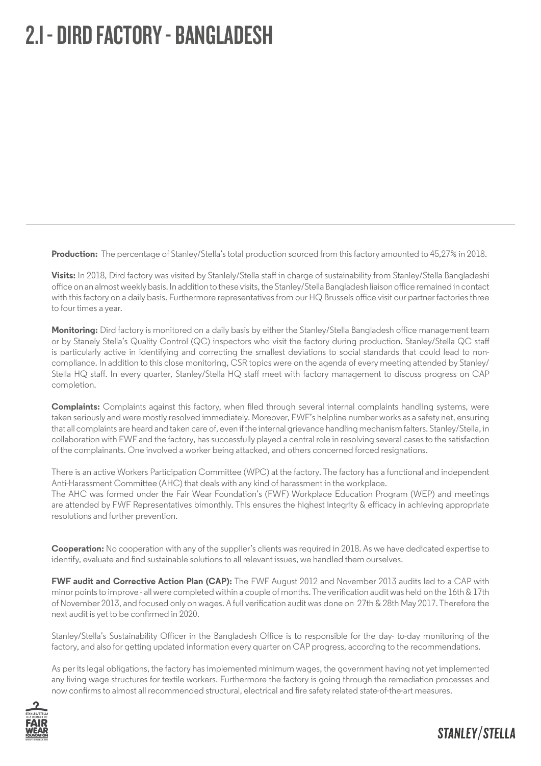# 2.1 - DIRD FACTORY - BANGLADESH

**Production:** The percentage of Stanley/Stella's total production sourced from this factory amounted to 45,27% in 2018.

**Visits:** In 2018, Dird factory was visited by Stanlely/Stella staff in charge of sustainability from Stanley/Stella Bangladeshi office on an almost weekly basis. In addition to these visits, the Stanley/Stella Bangladesh liaison office remained in contact with this factory on a daily basis. Furthermore representatives from our HQ Brussels office visit our partner factories three to four times a year.

**Monitoring:** Dird factory is monitored on a daily basis by either the Stanley/Stella Bangladesh office management team or by Stanely Stella's Quality Control (QC) inspectors who visit the factory during production. Stanley/Stella QC staff is particularly active in identifying and correcting the smallest deviations to social standards that could lead to non-compliance. In addition to this close monitoring, CSR topics were on the agenda of every meeting attended by Stanley/Stella HQ staff. In every quarter, Stanley/Stella HQ staff meet with factory management to discuss progress on CAP completion.

**Complaints:** Complaints against this factory, when filed through several internal complaints handling systems, were taken seriously and were mostly resolved immediately. Moreover, FWF's helpline number works as a safety net, ensuring that all complaints are heard and taken care of, even if the internal grievance handling mechanism falters. Stanley/Stella, in collaboration with FWF and the factory, has successfully played a central role in resolving several cases to the satisfaction of the complainants. One involved a worker being attacked, and others concerned forced resignations.

There is an active Workers Participation Committee (WPC) at the factory. The factory has a functional and independent Anti-Harassment Committee (AHC) that deals with any kind of harassment in the workplace.
The AHC was formed under the Fair Wear Foundation's (FWF) Workplace Education Program (WEP) and meetings are attended by FWF Representatives bimonthly. This ensures the highest integrity & efficacy in achieving appropriate resolutions and further prevention.

**Cooperation:** No cooperation with any of the supplier's clients was required in 2018. As we have dedicated expertise to identify, evaluate and find sustainable solutions to all relevant issues, we handled them ourselves.

**FWF audit and Corrective Action Plan (CAP):** The FWF August 2012 and November 2013 audits led to a CAP with minor points to improve - all were completed within a couple of months. The verification audit was held on the 16th & 17th of November 2013, and focused only on wages. A full verification audit was done on 27th & 28th May 2017. Therefore the next audit is yet to be confirmed in 2020.

Stanley/Stella's Sustainability Officer in the Bangladesh Office is to responsible for the day- to-day monitoring of the factory, and also for getting updated information every quarter on CAP progress, according to the recommendations.

As per its legal obligations, the factory has implemented minimum wages, the government having not yet implemented any living wage structures for textile workers. Furthermore the factory is going through the remediation processes and now confirms to almost all recommended structural, electrical and fire safety related state-of-the-art measures.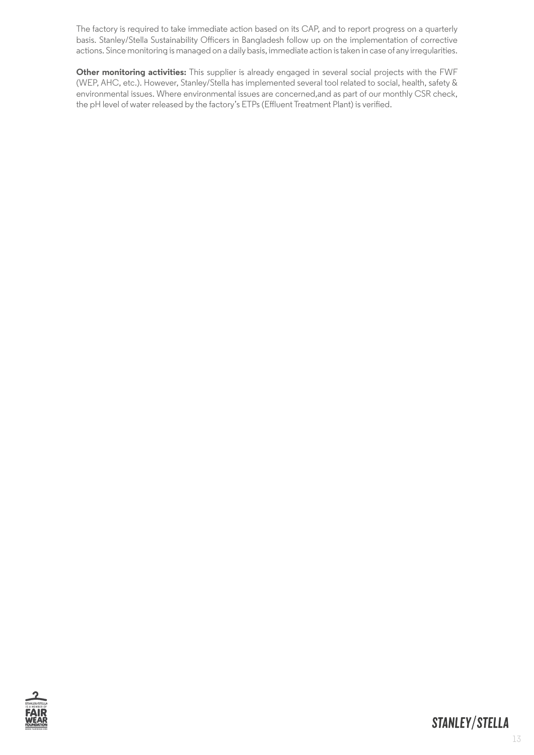The factory is required to take immediate action based on its CAP, and to report progress on a quarterly basis. Stanley/Stella Sustainability Officers in Bangladesh follow up on the implementation of corrective actions. Since monitoring is managed on a daily basis, immediate action is taken in case of any irregularities.

**Other monitoring activities:** This supplier is already engaged in several social projects with the FWF (WEP, AHC, etc.). However, Stanley/Stella has implemented several tool related to social, health, safety & environmental issues. Where environmental issues are concerned,and as part of our monthly CSR check, the pH level of water released by the factory's ETPs (Effluent Treatment Plant) is verified.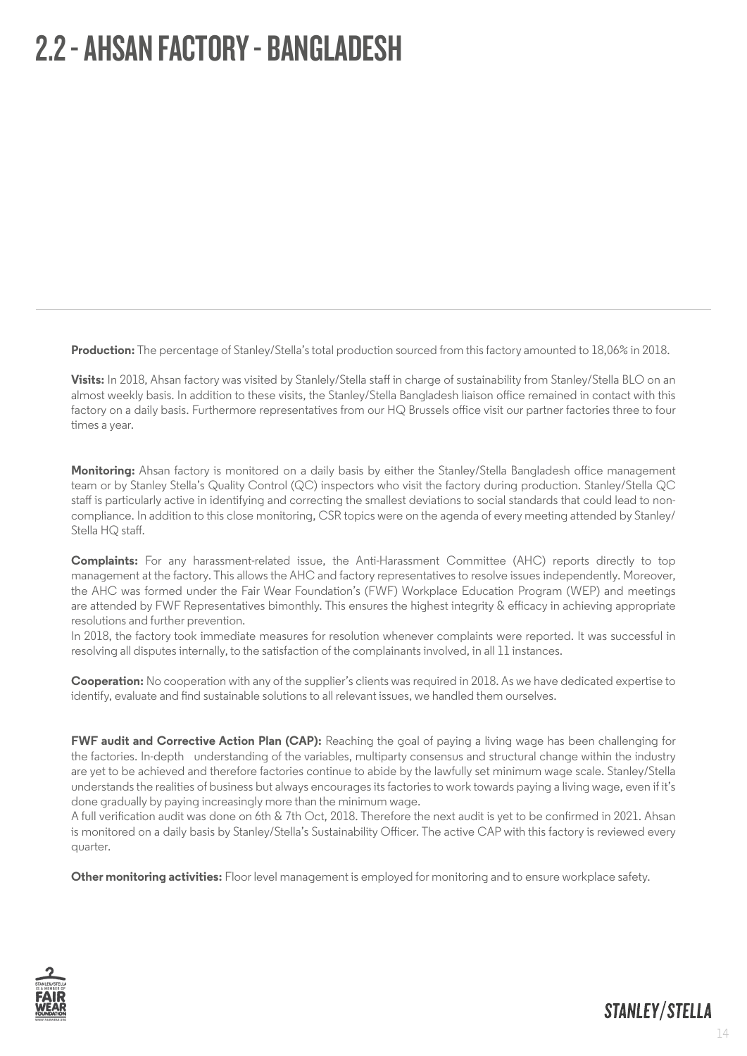# 2.2 - AHSAN FACTORY - BANGLADESH

**Production:** The percentage of Stanley/Stella's total production sourced from this factory amounted to 18,06% in 2018.

**Visits:** In 2018, Ahsan factory was visited by Stanlely/Stella staff in charge of sustainability from Stanley/Stella BLO on an almost weekly basis. In addition to these visits, the Stanley/Stella Bangladesh liaison office remained in contact with this factory on a daily basis. Furthermore representatives from our HQ Brussels office visit our partner factories three to four times a year.

**Monitoring:** Ahsan factory is monitored on a daily basis by either the Stanley/Stella Bangladesh office management team or by Stanley Stella's Quality Control (QC) inspectors who visit the factory during production. Stanley/Stella QC staff is particularly active in identifying and correcting the smallest deviations to social standards that could lead to non-compliance. In addition to this close monitoring, CSR topics were on the agenda of every meeting attended by Stanley/Stella HQ staff.

**Complaints:** For any harassment-related issue, the Anti-Harassment Committee (AHC) reports directly to top management at the factory. This allows the AHC and factory representatives to resolve issues independently. Moreover, the AHC was formed under the Fair Wear Foundation's (FWF) Workplace Education Program (WEP) and meetings are attended by FWF Representatives bimonthly. This ensures the highest integrity & efficacy in achieving appropriate resolutions and further prevention.
In 2018, the factory took immediate measures for resolution whenever complaints were reported. It was successful in resolving all disputes internally, to the satisfaction of the complainants involved, in all 11 instances.

**Cooperation:** No cooperation with any of the supplier's clients was required in 2018. As we have dedicated expertise to identify, evaluate and find sustainable solutions to all relevant issues, we handled them ourselves.

**FWF audit and Corrective Action Plan (CAP):** Reaching the goal of paying a living wage has been challenging for the factories. In-depth understanding of the variables, multiparty consensus and structural change within the industry are yet to be achieved and therefore factories continue to abide by the lawfully set minimum wage scale. Stanley/Stella understands the realities of business but always encourages its factories to work towards paying a living wage, even if it's done gradually by paying increasingly more than the minimum wage.
A full verification audit was done on 6th & 7th Oct, 2018. Therefore the next audit is yet to be confirmed in 2021. Ahsan is monitored on a daily basis by Stanley/Stella's Sustainability Officer. The active CAP with this factory is reviewed every quarter.

**Other monitoring activities:** Floor level management is employed for monitoring and to ensure workplace safety.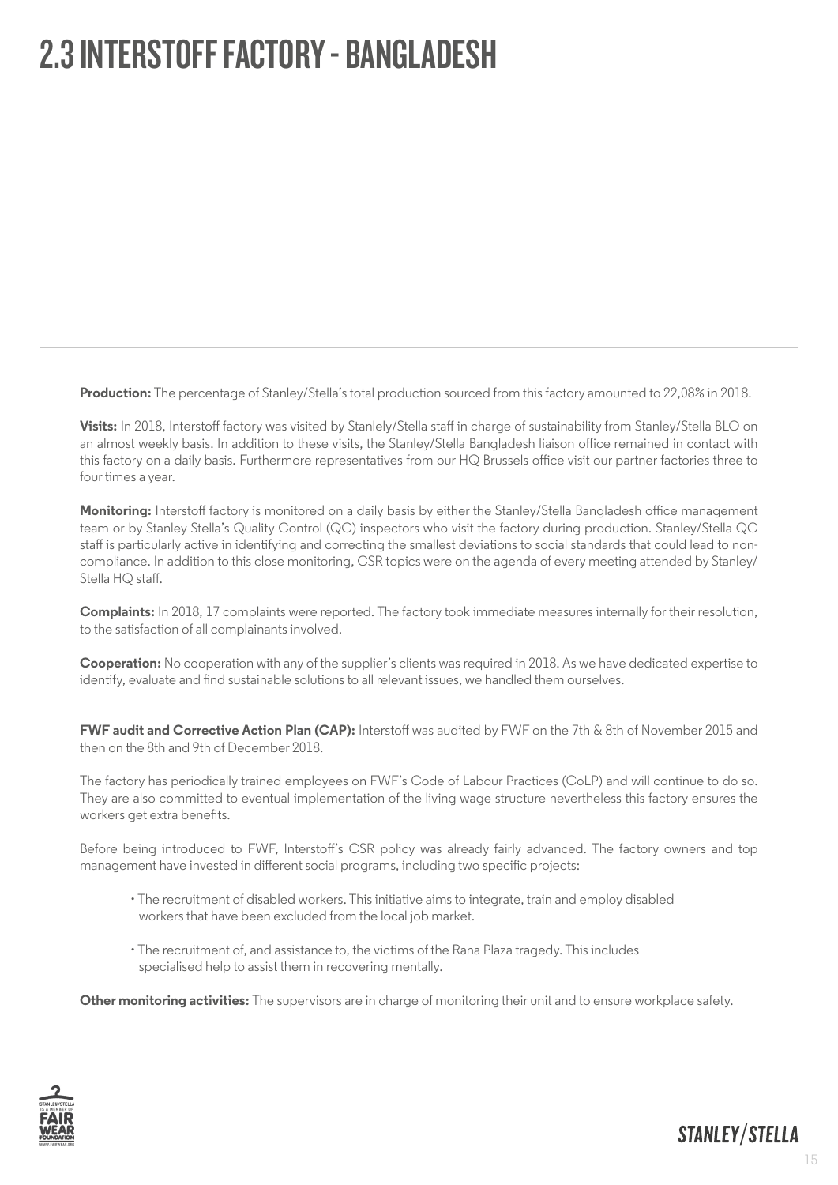# 2.3 INTERSTOFF FACTORY - BANGLADESH

**Production:** The percentage of Stanley/Stella's total production sourced from this factory amounted to 22,08% in 2018.

**Visits:** In 2018, Interstoff factory was visited by Stanlely/Stella staff in charge of sustainability from Stanley/Stella BLO on an almost weekly basis. In addition to these visits, the Stanley/Stella Bangladesh liaison office remained in contact with this factory on a daily basis. Furthermore representatives from our HQ Brussels office visit our partner factories three to four times a year.

**Monitoring:** Interstoff factory is monitored on a daily basis by either the Stanley/Stella Bangladesh office management team or by Stanley Stella's Quality Control (QC) inspectors who visit the factory during production. Stanley/Stella QC staff is particularly active in identifying and correcting the smallest deviations to social standards that could lead to non-compliance. In addition to this close monitoring, CSR topics were on the agenda of every meeting attended by Stanley/Stella HQ staff.

**Complaints:** In 2018, 17 complaints were reported. The factory took immediate measures internally for their resolution, to the satisfaction of all complainants involved.

**Cooperation:** No cooperation with any of the supplier's clients was required in 2018. As we have dedicated expertise to identify, evaluate and find sustainable solutions to all relevant issues, we handled them ourselves.

**FWF audit and Corrective Action Plan (CAP):** Interstoff was audited by FWF on the 7th & 8th of November 2015 and then on the 8th and 9th of December 2018.

The factory has periodically trained employees on FWF's Code of Labour Practices (CoLP) and will continue to do so. They are also committed to eventual implementation of the living wage structure nevertheless this factory ensures the workers get extra benefits.

Before being introduced to FWF, Interstoff's CSR policy was already fairly advanced. The factory owners and top management have invested in different social programs, including two specific projects:

- The recruitment of disabled workers. This initiative aims to integrate, train and employ disabled workers that have been excluded from the local job market.
- The recruitment of, and assistance to, the victims of the Rana Plaza tragedy. This includes specialised help to assist them in recovering mentally.

**Other monitoring activities:** The supervisors are in charge of monitoring their unit and to ensure workplace safety.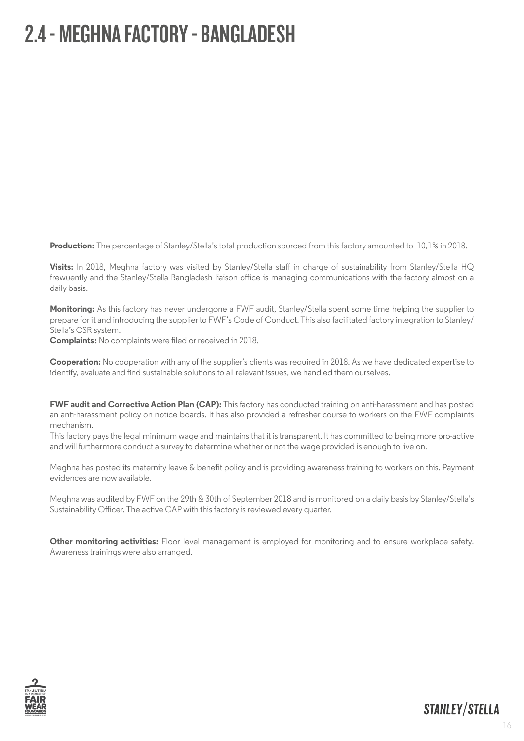# 2.4 - MEGHNA FACTORY - BANGLADESH

**Production:** The percentage of Stanley/Stella's total production sourced from this factory amounted to 10,1% in 2018.

**Visits:** In 2018, Meghna factory was visited by Stanley/Stella staff in charge of sustainability from Stanley/Stella HQ frewuently and the Stanley/Stella Bangladesh liaison office is managing communications with the factory almost on a daily basis.

**Monitoring:** As this factory has never undergone a FWF audit, Stanley/Stella spent some time helping the supplier to prepare for it and introducing the supplier to FWF's Code of Conduct. This also facilitated factory integration to Stanley/Stella's CSR system.

**Complaints:** No complaints were filed or received in 2018.

**Cooperation:** No cooperation with any of the supplier's clients was required in 2018. As we have dedicated expertise to identify, evaluate and find sustainable solutions to all relevant issues, we handled them ourselves.

**FWF audit and Corrective Action Plan (CAP):** This factory has conducted training on anti-harassment and has posted an anti-harassment policy on notice boards. It has also provided a refresher course to workers on the FWF complaints mechanism.

This factory pays the legal minimum wage and maintains that it is transparent. It has committed to being more pro-active and will furthermore conduct a survey to determine whether or not the wage provided is enough to live on.

Meghna has posted its maternity leave & benefit policy and is providing awareness training to workers on this. Payment evidences are now available.

Meghna was audited by FWF on the 29th & 30th of September 2018 and is monitored on a daily basis by Stanley/Stella's Sustainability Officer. The active CAP with this factory is reviewed every quarter.

**Other monitoring activities:** Floor level management is employed for monitoring and to ensure workplace safety. Awareness trainings were also arranged.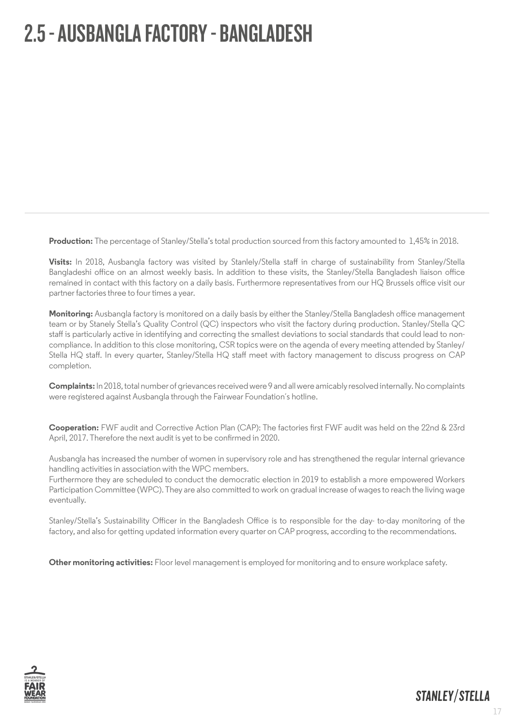# 2.5 - AUSBANGLA FACTORY - BANGLADESH

**Production:** The percentage of Stanley/Stella's total production sourced from this factory amounted to 1,45% in 2018.

**Visits:** In 2018, Ausbangla factory was visited by Stanlely/Stella staff in charge of sustainability from Stanley/Stella Bangladeshi office on an almost weekly basis. In addition to these visits, the Stanley/Stella Bangladesh liaison office remained in contact with this factory on a daily basis. Furthermore representatives from our HQ Brussels office visit our partner factories three to four times a year.

**Monitoring:** Ausbangla factory is monitored on a daily basis by either the Stanley/Stella Bangladesh office management team or by Stanely Stella's Quality Control (QC) inspectors who visit the factory during production. Stanley/Stella QC staff is particularly active in identifying and correcting the smallest deviations to social standards that could lead to non-compliance. In addition to this close monitoring, CSR topics were on the agenda of every meeting attended by Stanley/Stella HQ staff. In every quarter, Stanley/Stella HQ staff meet with factory management to discuss progress on CAP completion.

**Complaints:** In 2018, total number of grievances received were 9 and all were amicably resolved internally. No complaints were registered against Ausbangla through the Fairwear Foundation's hotline.

**Cooperation:** FWF audit and Corrective Action Plan (CAP): The factories first FWF audit was held on the 22nd & 23rd April, 2017. Therefore the next audit is yet to be confirmed in 2020.

Ausbangla has increased the number of women in supervisory role and has strengthened the regular internal grievance handling activities in association with the WPC members.
Furthermore they are scheduled to conduct the democratic election in 2019 to establish a more empowered Workers Participation Committee (WPC). They are also committed to work on gradual increase of wages to reach the living wage eventually.

Stanley/Stella's Sustainability Officer in the Bangladesh Office is to responsible for the day- to-day monitoring of the factory, and also for getting updated information every quarter on CAP progress, according to the recommendations.

**Other monitoring activities:** Floor level management is employed for monitoring and to ensure workplace safety.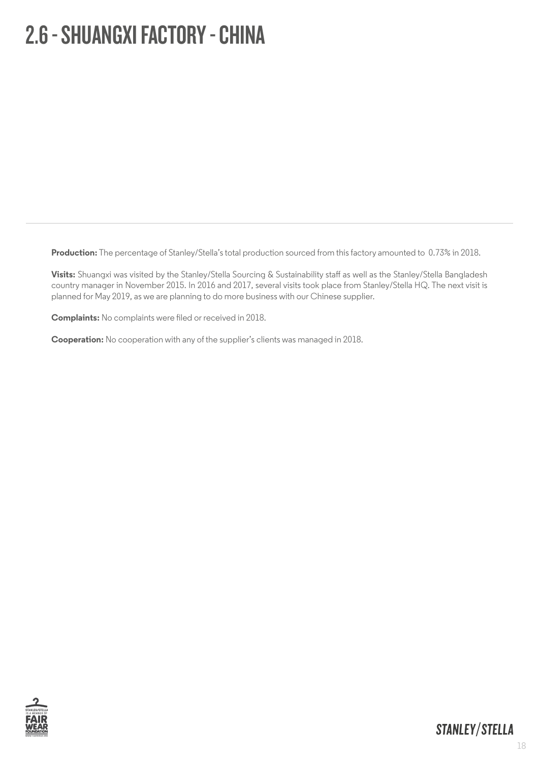# 2.6 - SHUANGXI FACTORY - CHINA

**Production:** The percentage of Stanley/Stella's total production sourced from this factory amounted to 0.73% in 2018.

**Visits:** Shuangxi was visited by the Stanley/Stella Sourcing & Sustainability staff as well as the Stanley/Stella Bangladesh country manager in November 2015. In 2016 and 2017, several visits took place from Stanley/Stella HQ. The next visit is planned for May 2019, as we are planning to do more business with our Chinese supplier.

**Complaints:** No complaints were filed or received in 2018.

**Cooperation:** No cooperation with any of the supplier's clients was managed in 2018.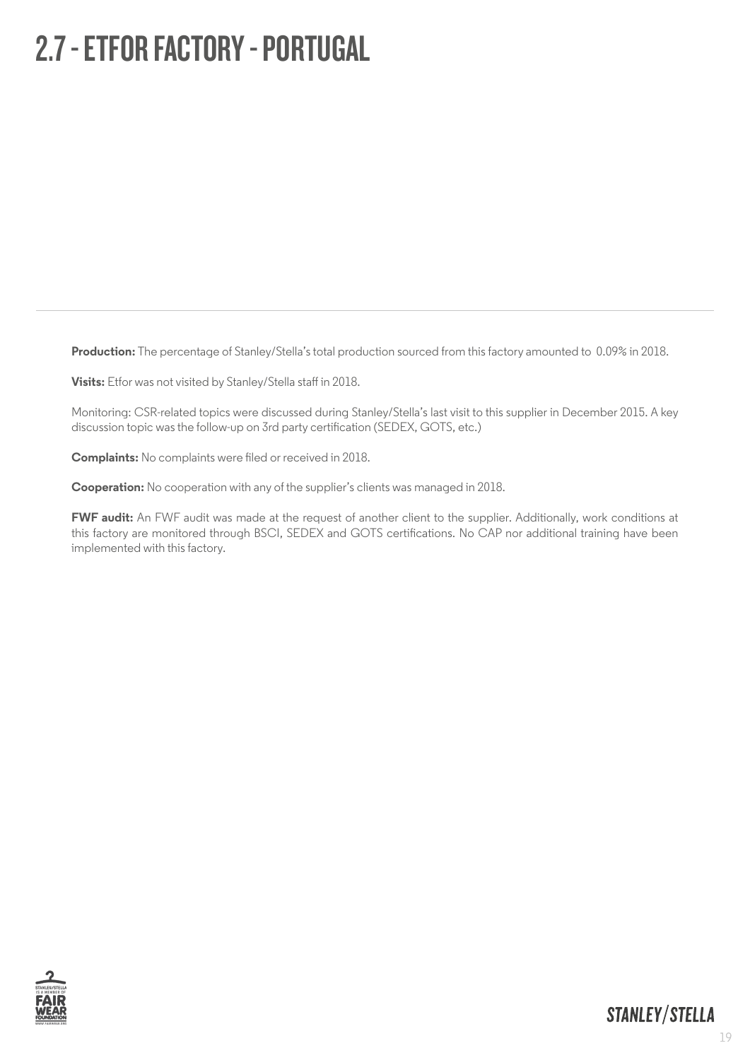# 2.7 - ETFOR FACTORY - PORTUGAL

---

**Production:** The percentage of Stanley/Stella's total production sourced from this factory amounted to 0.09% in 2018.

**Visits:** Etfor was not visited by Stanley/Stella staff in 2018.

Monitoring: CSR-related topics were discussed during Stanley/Stella's last visit to this supplier in December 2015. A key discussion topic was the follow-up on 3rd party certification (SEDEX, GOTS, etc.)

**Complaints:** No complaints were filed or received in 2018.

**Cooperation:** No cooperation with any of the supplier's clients was managed in 2018.

**FWF audit:** An FWF audit was made at the request of another client to the supplier. Additionally, work conditions at this factory are monitored through BSCI, SEDEX and GOTS certifications. No CAP nor additional training have been implemented with this factory.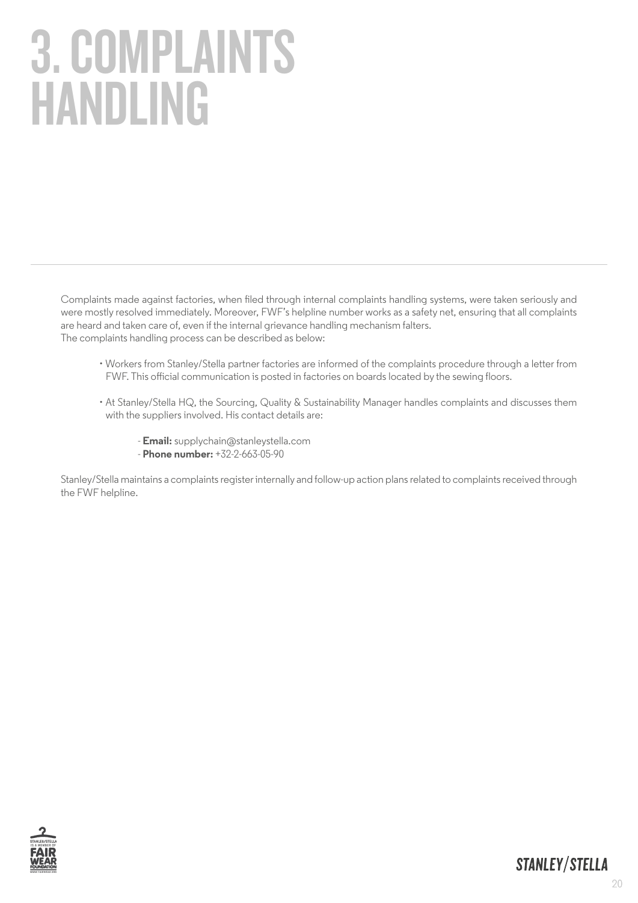# 3. COMPLAINTS HANDLING

Complaints made against factories, when filed through internal complaints handling systems, were taken seriously and were mostly resolved immediately. Moreover, FWF's helpline number works as a safety net, ensuring that all complaints are heard and taken care of, even if the internal grievance handling mechanism falters.
The complaints handling process can be described as below:

- Workers from Stanley/Stella partner factories are informed of the complaints procedure through a letter from FWF. This official communication is posted in factories on boards located by the sewing floors.
- At Stanley/Stella HQ, the Sourcing, Quality & Sustainability Manager handles complaints and discusses them with the suppliers involved. His contact details are:
  - **Email:** supplychain@stanleystella.com
  - **Phone number:** +32-2-663-05-90

Stanley/Stella maintains a complaints register internally and follow-up action plans related to complaints received through the FWF helpline.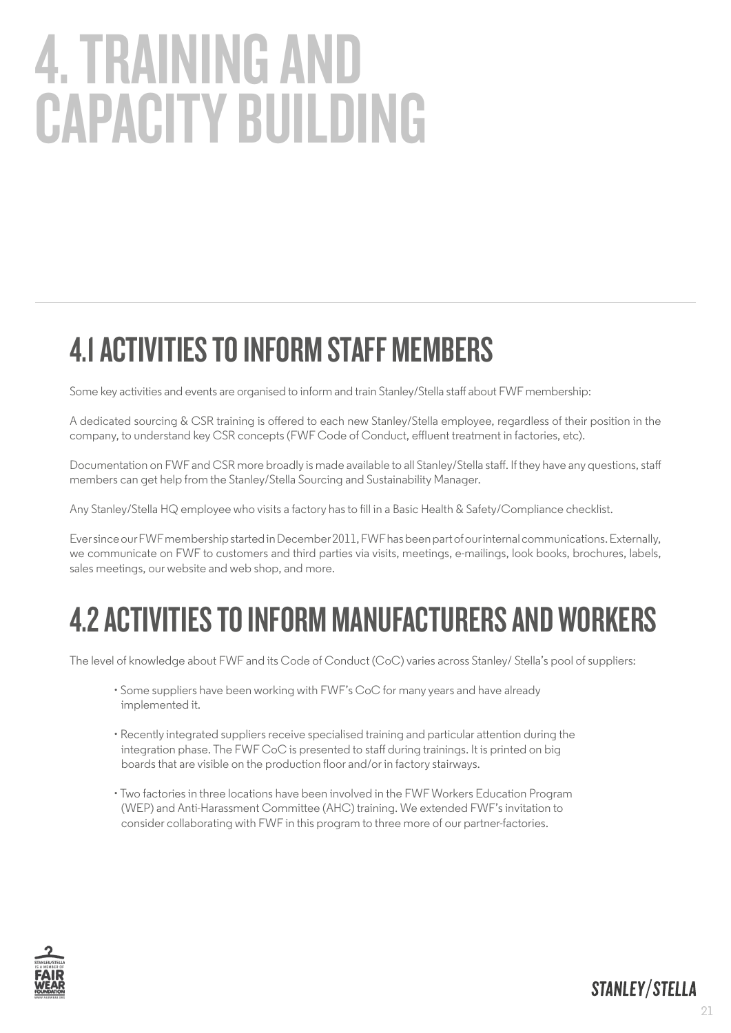# 4. TRAINING AND CAPACITY BUILDING

## 4.1 ACTIVITIES TO INFORM STAFF MEMBERS

Some key activities and events are organised to inform and train Stanley/Stella staff about FWF membership:

A dedicated sourcing & CSR training is offered to each new Stanley/Stella employee, regardless of their position in the company, to understand key CSR concepts (FWF Code of Conduct, effluent treatment in factories, etc).

Documentation on FWF and CSR more broadly is made available to all Stanley/Stella staff. If they have any questions, staff members can get help from the Stanley/Stella Sourcing and Sustainability Manager.

Any Stanley/Stella HQ employee who visits a factory has to fill in a Basic Health & Safety/Compliance checklist.

Ever since our FWF membership started in December 2011, FWF has been part of our internal communications. Externally, we communicate on FWF to customers and third parties via visits, meetings, e-mailings, look books, brochures, labels, sales meetings, our website and web shop, and more.

## 4.2 ACTIVITIES TO INFORM MANUFACTURERS AND WORKERS

The level of knowledge about FWF and its Code of Conduct (CoC) varies across Stanley/ Stella's pool of suppliers:

- Some suppliers have been working with FWF's CoC for many years and have already implemented it.
- Recently integrated suppliers receive specialised training and particular attention during the integration phase. The FWF CoC is presented to staff during trainings. It is printed on big boards that are visible on the production floor and/or in factory stairways.
- Two factories in three locations have been involved in the FWF Workers Education Program (WEP) and Anti-Harassment Committee (AHC) training. We extended FWF's invitation to consider collaborating with FWF in this program to three more of our partner-factories.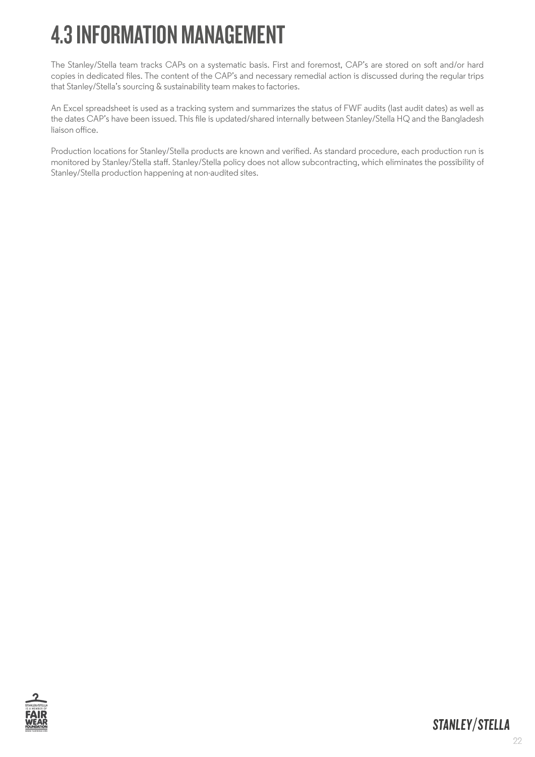# 4.3 INFORMATION MANAGEMENT

The Stanley/Stella team tracks CAPs on a systematic basis. First and foremost, CAP's are stored on soft and/or hard copies in dedicated files. The content of the CAP's and necessary remedial action is discussed during the regular trips that Stanley/Stella's sourcing & sustainability team makes to factories.

An Excel spreadsheet is used as a tracking system and summarizes the status of FWF audits (last audit dates) as well as the dates CAP's have been issued. This file is updated/shared internally between Stanley/Stella HQ and the Bangladesh liaison office.

Production locations for Stanley/Stella products are known and verified. As standard procedure, each production run is monitored by Stanley/Stella staff. Stanley/Stella policy does not allow subcontracting, which eliminates the possibility of Stanley/Stella production happening at non-audited sites.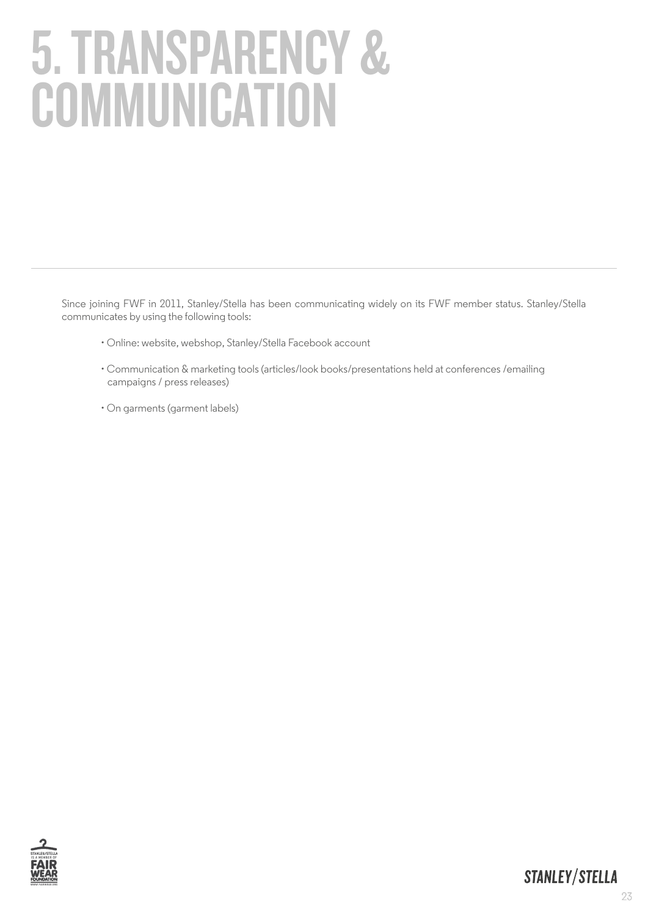# 5. TRANSPARENCY & COMMUNICATION

Since joining FWF in 2011, Stanley/Stella has been communicating widely on its FWF member status. Stanley/Stella communicates by using the following tools:

- Online: website, webshop, Stanley/Stella Facebook account
- Communication & marketing tools (articles/look books/presentations held at conferences /emailing campaigns / press releases)
- On garments (garment labels)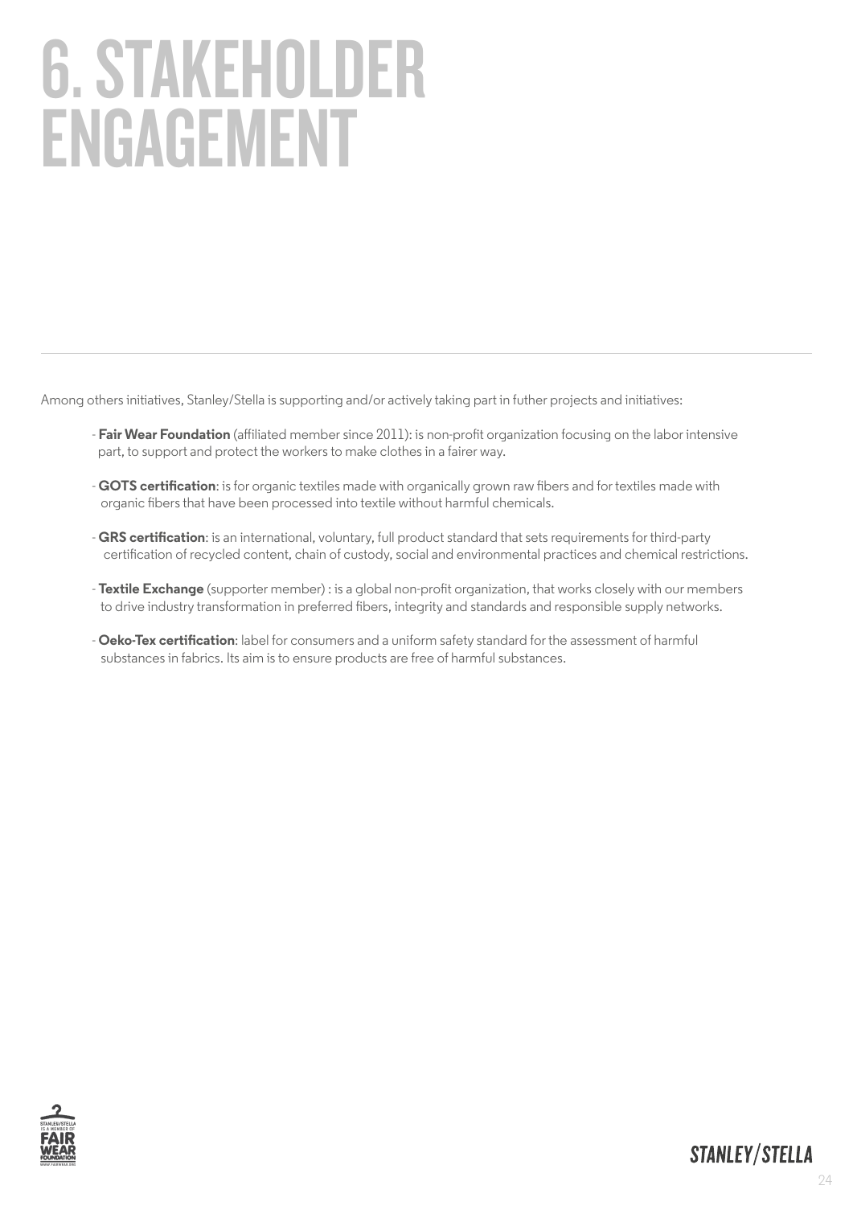# 6. STAKEHOLDER ENGAGEMENT

Among others initiatives, Stanley/Stella is supporting and/or actively taking part in futher projects and initiatives:

- **Fair Wear Foundation** (affiliated member since 2011): is non-profit organization focusing on the labor intensive part, to support and protect the workers to make clothes in a fairer way.
- **GOTS certification**: is for organic textiles made with organically grown raw fibers and for textiles made with organic fibers that have been processed into textile without harmful chemicals.
- **GRS certification**: is an international, voluntary, full product standard that sets requirements for third-party certification of recycled content, chain of custody, social and environmental practices and chemical restrictions.
- **Textile Exchange** (supporter member) : is a global non-profit organization, that works closely with our members to drive industry transformation in preferred fibers, integrity and standards and responsible supply networks.
- **Oeko-Tex certification**: label for consumers and a uniform safety standard for the assessment of harmful substances in fabrics. Its aim is to ensure products are free of harmful substances.